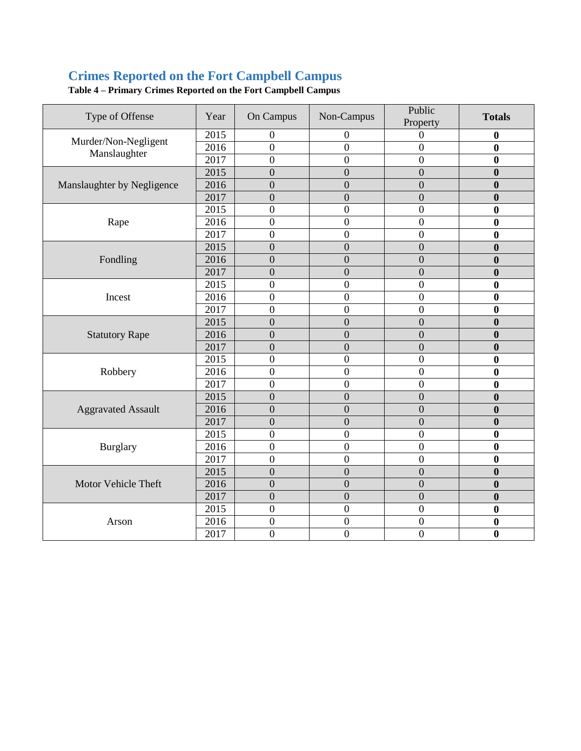## Crimes Reported on the Fort Campbell Campus

**Table 4 – Primary Crimes Reported on the Fort Campbell Campus**

| Type of Offense | Year | On Campus | Non-Campus | Public Property | **Totals** |
|---|---|---|---|---|---|
| Murder/Non-Negligent Manslaughter | 2015 | 0 | 0 | 0 | **0** |
| | 2016 | 0 | 0 | 0 | **0** |
| | 2017 | 0 | 0 | 0 | **0** |
| Manslaughter by Negligence | 2015 | 0 | 0 | 0 | **0** |
| | 2016 | 0 | 0 | 0 | **0** |
| | 2017 | 0 | 0 | 0 | **0** |
| Rape | 2015 | 0 | 0 | 0 | **0** |
| | 2016 | 0 | 0 | 0 | **0** |
| | 2017 | 0 | 0 | 0 | **0** |
| Fondling | 2015 | 0 | 0 | 0 | **0** |
| | 2016 | 0 | 0 | 0 | **0** |
| | 2017 | 0 | 0 | 0 | **0** |
| Incest | 2015 | 0 | 0 | 0 | **0** |
| | 2016 | 0 | 0 | 0 | **0** |
| | 2017 | 0 | 0 | 0 | **0** |
| Statutory Rape | 2015 | 0 | 0 | 0 | **0** |
| | 2016 | 0 | 0 | 0 | **0** |
| | 2017 | 0 | 0 | 0 | **0** |
| Robbery | 2015 | 0 | 0 | 0 | **0** |
| | 2016 | 0 | 0 | 0 | **0** |
| | 2017 | 0 | 0 | 0 | **0** |
| Aggravated Assault | 2015 | 0 | 0 | 0 | **0** |
| | 2016 | 0 | 0 | 0 | **0** |
| | 2017 | 0 | 0 | 0 | **0** |
| Burglary | 2015 | 0 | 0 | 0 | **0** |
| | 2016 | 0 | 0 | 0 | **0** |
| | 2017 | 0 | 0 | 0 | **0** |
| Motor Vehicle Theft | 2015 | 0 | 0 | 0 | **0** |
| | 2016 | 0 | 0 | 0 | **0** |
| | 2017 | 0 | 0 | 0 | **0** |
| Arson | 2015 | 0 | 0 | 0 | **0** |
| | 2016 | 0 | 0 | 0 | **0** |
| | 2017 | 0 | 0 | 0 | **0** |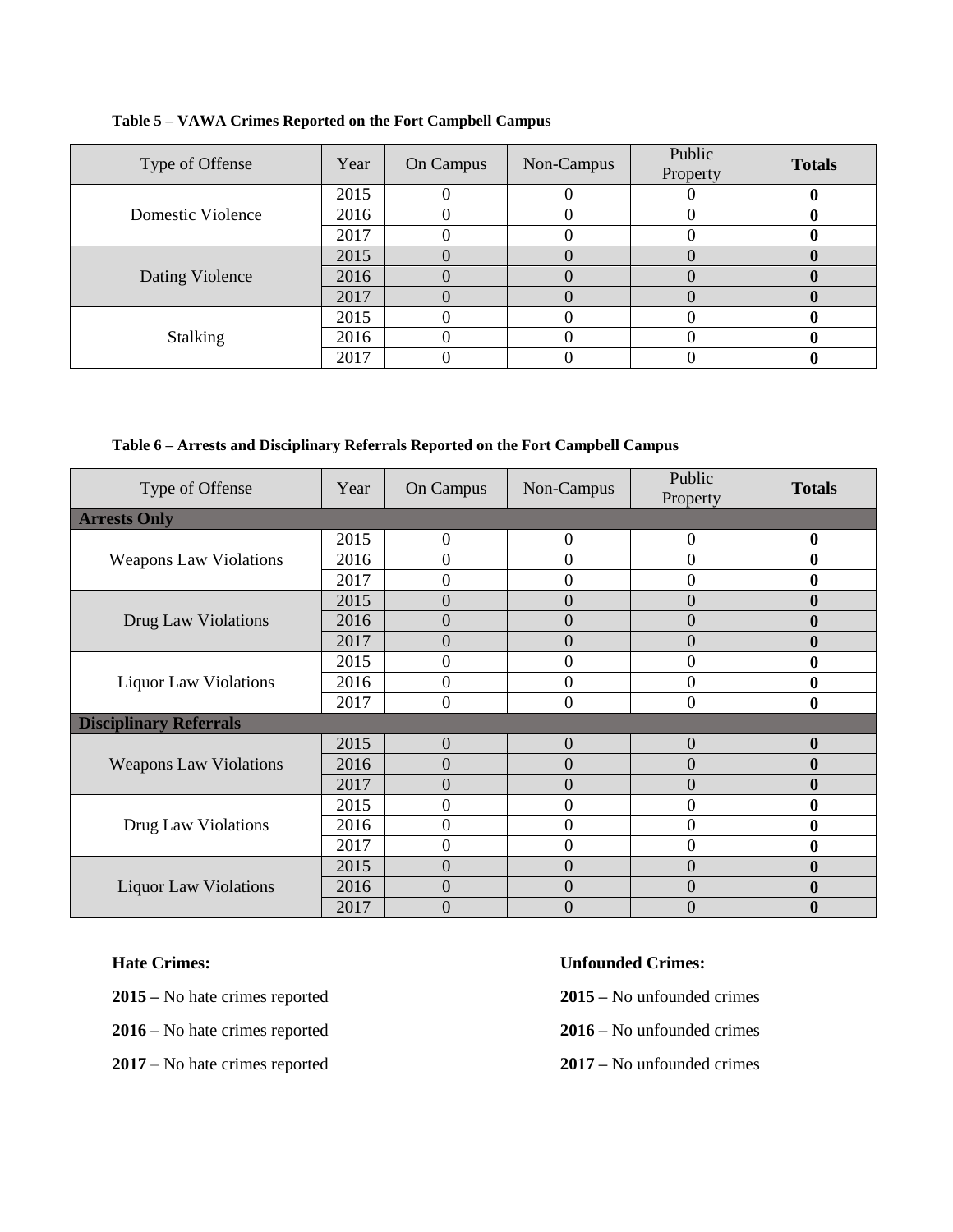**Table 5 – VAWA Crimes Reported on the Fort Campbell Campus**

| Type of Offense | Year | On Campus | Non-Campus | Public Property | **Totals** |
|---|---|---|---|---|---|
| Domestic Violence | 2015 | 0 | 0 | 0 | **0** |
| | 2016 | 0 | 0 | 0 | **0** |
| | 2017 | 0 | 0 | 0 | **0** |
| Dating Violence | 2015 | 0 | 0 | 0 | **0** |
| | 2016 | 0 | 0 | 0 | **0** |
| | 2017 | 0 | 0 | 0 | **0** |
| Stalking | 2015 | 0 | 0 | 0 | **0** |
| | 2016 | 0 | 0 | 0 | **0** |
| | 2017 | 0 | 0 | 0 | **0** |

**Table 6 – Arrests and Disciplinary Referrals Reported on the Fort Campbell Campus**

| Type of Offense | Year | On Campus | Non-Campus | Public Property | **Totals** |
|---|---|---|---|---|---|
| **Arrests Only** | | | | | |
| Weapons Law Violations | 2015 | 0 | 0 | 0 | **0** |
| | 2016 | 0 | 0 | 0 | **0** |
| | 2017 | 0 | 0 | 0 | **0** |
| Drug Law Violations | 2015 | 0 | 0 | 0 | **0** |
| | 2016 | 0 | 0 | 0 | **0** |
| | 2017 | 0 | 0 | 0 | **0** |
| Liquor Law Violations | 2015 | 0 | 0 | 0 | **0** |
| | 2016 | 0 | 0 | 0 | **0** |
| | 2017 | 0 | 0 | 0 | **0** |
| **Disciplinary Referrals** | | | | | |
| Weapons Law Violations | 2015 | 0 | 0 | 0 | **0** |
| | 2016 | 0 | 0 | 0 | **0** |
| | 2017 | 0 | 0 | 0 | **0** |
| Drug Law Violations | 2015 | 0 | 0 | 0 | **0** |
| | 2016 | 0 | 0 | 0 | **0** |
| | 2017 | 0 | 0 | 0 | **0** |
| Liquor Law Violations | 2015 | 0 | 0 | 0 | **0** |
| | 2016 | 0 | 0 | 0 | **0** |
| | 2017 | 0 | 0 | 0 | **0** |

**Hate Crimes:**

**2015 –** No hate crimes reported

**2016 –** No hate crimes reported

**2017** – No hate crimes reported

**Unfounded Crimes:**

**2015 –** No unfounded crimes

**2016 –** No unfounded crimes

**2017 –** No unfounded crimes